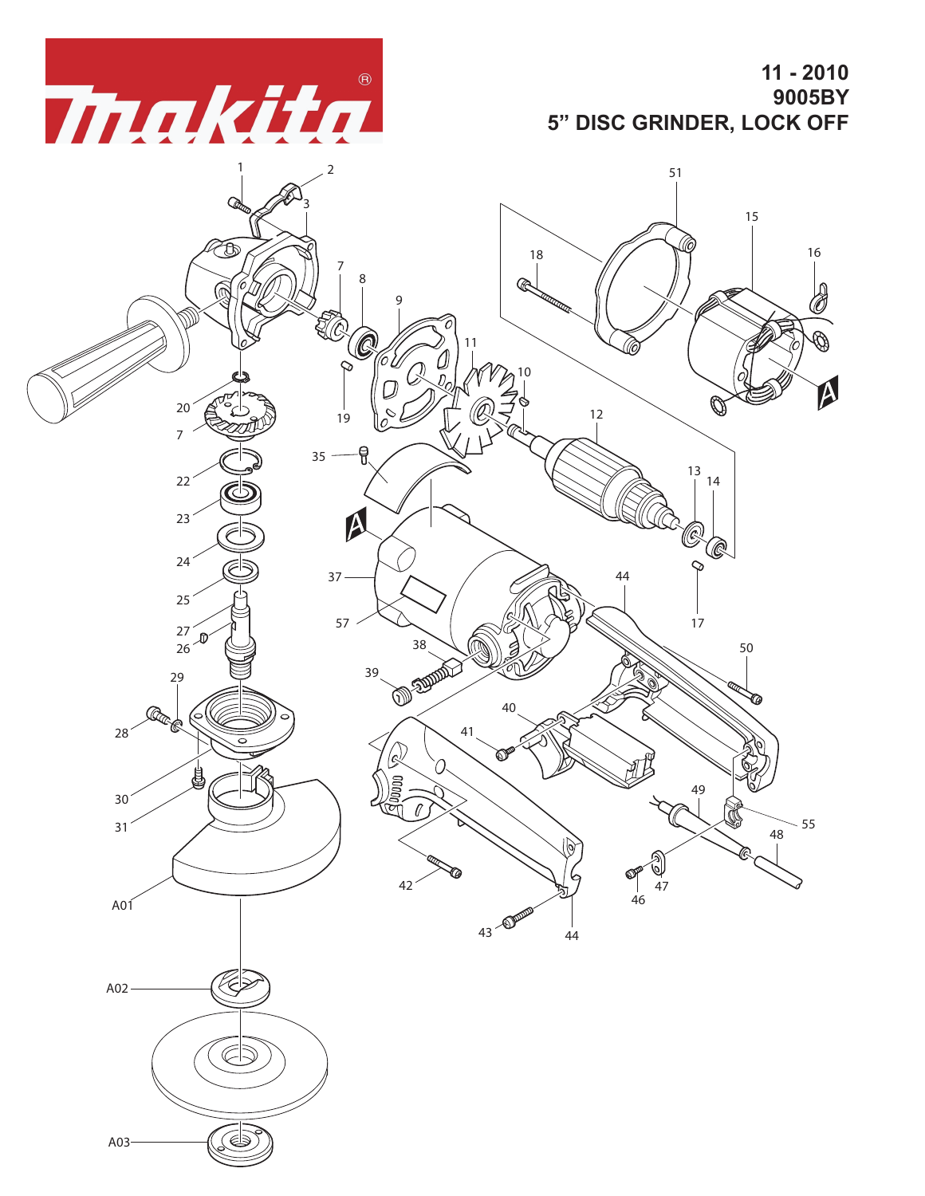# 11 - 2010
# 9005BY
# 5" DISC GRINDER, LOCK OFF

1 2 3 51 15 16 18 7 8 9 11 10 20 19 12 7 35 13 14 22 23 24 37 44 25 17 27 57 26 38 50 29 39 40 28 41 30 49 55 31 48 42 47 46 A01 43 44 A02 A03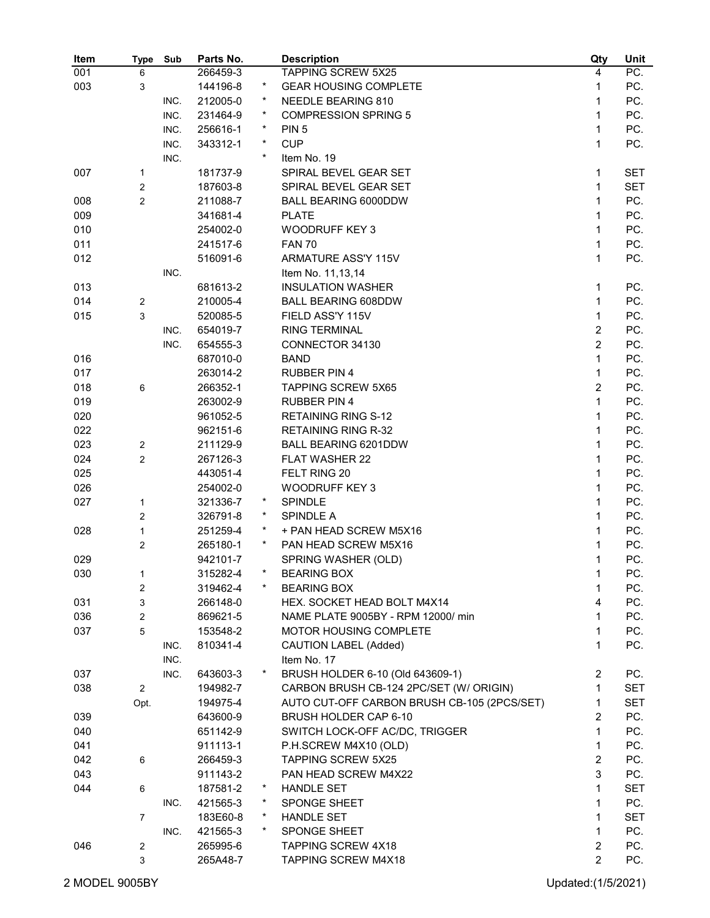| Item | Type | Sub | Parts No. | | Description | Qty | Unit |
|---|---|---|---|---|---|---|---|
| 001 | 6 | | 266459-3 | | TAPPING SCREW 5X25 | 4 | PC. |
| 003 | 3 | | 144196-8 | * | GEAR HOUSING COMPLETE | 1 | PC. |
| | | INC. | 212005-0 | * | NEEDLE BEARING 810 | 1 | PC. |
| | | INC. | 231464-9 | * | COMPRESSION SPRING 5 | 1 | PC. |
| | | INC. | 256616-1 | * | PIN 5 | 1 | PC. |
| | | INC. | 343312-1 | * | CUP | 1 | PC. |
| | | INC. | | * | Item No. 19 | | |
| 007 | 1 | | 181737-9 | | SPIRAL BEVEL GEAR SET | 1 | SET |
| | 2 | | 187603-8 | | SPIRAL BEVEL GEAR SET | 1 | SET |
| 008 | 2 | | 211088-7 | | BALL BEARING 6000DDW | 1 | PC. |
| 009 | | | 341681-4 | | PLATE | 1 | PC. |
| 010 | | | 254002-0 | | WOODRUFF KEY 3 | 1 | PC. |
| 011 | | | 241517-6 | | FAN 70 | 1 | PC. |
| 012 | | | 516091-6 | | ARMATURE ASS'Y 115V | 1 | PC. |
| | | INC. | | | Item No. 11,13,14 | | |
| 013 | | | 681613-2 | | INSULATION WASHER | 1 | PC. |
| 014 | 2 | | 210005-4 | | BALL BEARING 608DDW | 1 | PC. |
| 015 | 3 | | 520085-5 | | FIELD ASS'Y 115V | 1 | PC. |
| | | INC. | 654019-7 | | RING TERMINAL | 2 | PC. |
| | | INC. | 654555-3 | | CONNECTOR 34130 | 2 | PC. |
| 016 | | | 687010-0 | | BAND | 1 | PC. |
| 017 | | | 263014-2 | | RUBBER PIN 4 | 1 | PC. |
| 018 | 6 | | 266352-1 | | TAPPING SCREW 5X65 | 2 | PC. |
| 019 | | | 263002-9 | | RUBBER PIN 4 | 1 | PC. |
| 020 | | | 961052-5 | | RETAINING RING S-12 | 1 | PC. |
| 022 | | | 962151-6 | | RETAINING RING R-32 | 1 | PC. |
| 023 | 2 | | 211129-9 | | BALL BEARING 6201DDW | 1 | PC. |
| 024 | 2 | | 267126-3 | | FLAT WASHER 22 | 1 | PC. |
| 025 | | | 443051-4 | | FELT RING 20 | 1 | PC. |
| 026 | | | 254002-0 | | WOODRUFF KEY 3 | 1 | PC. |
| 027 | 1 | | 321336-7 | * | SPINDLE | 1 | PC. |
| | 2 | | 326791-8 | * | SPINDLE A | 1 | PC. |
| 028 | 1 | | 251259-4 | * | + PAN HEAD SCREW M5X16 | 1 | PC. |
| | 2 | | 265180-1 | * | PAN HEAD SCREW M5X16 | 1 | PC. |
| 029 | | | 942101-7 | | SPRING WASHER (OLD) | 1 | PC. |
| 030 | 1 | | 315282-4 | * | BEARING BOX | 1 | PC. |
| | 2 | | 319462-4 | * | BEARING BOX | 1 | PC. |
| 031 | 3 | | 266148-0 | | HEX. SOCKET HEAD BOLT M4X14 | 4 | PC. |
| 036 | 2 | | 869621-5 | | NAME PLATE 9005BY - RPM 12000/ min | 1 | PC. |
| 037 | 5 | | 153548-2 | | MOTOR HOUSING COMPLETE | 1 | PC. |
| | | INC. | 810341-4 | | CAUTION LABEL (Added) | 1 | PC. |
| | | INC. | | | Item No. 17 | | |
| 037 | | INC. | 643603-3 | * | BRUSH HOLDER 6-10 (Old 643609-1) | 2 | PC. |
| 038 | 2 | | 194982-7 | | CARBON BRUSH CB-124 2PC/SET (W/ ORIGIN) | 1 | SET |
| | Opt. | | 194975-4 | | AUTO CUT-OFF CARBON BRUSH CB-105 (2PCS/SET) | 1 | SET |
| 039 | | | 643600-9 | | BRUSH HOLDER CAP 6-10 | 2 | PC. |
| 040 | | | 651142-9 | | SWITCH LOCK-OFF AC/DC, TRIGGER | 1 | PC. |
| 041 | | | 911113-1 | | P.H.SCREW M4X10 (OLD) | 1 | PC. |
| 042 | 6 | | 266459-3 | | TAPPING SCREW 5X25 | 2 | PC. |
| 043 | | | 911143-2 | | PAN HEAD SCREW M4X22 | 3 | PC. |
| 044 | 6 | | 187581-2 | * | HANDLE SET | 1 | SET |
| | | INC. | 421565-3 | * | SPONGE SHEET | 1 | PC. |
| | 7 | | 183E60-8 | * | HANDLE SET | 1 | SET |
| | | INC. | 421565-3 | * | SPONGE SHEET | 1 | PC. |
| 046 | 2 | | 265995-6 | | TAPPING SCREW 4X18 | 2 | PC. |
| | 3 | | 265A48-7 | | TAPPING SCREW M4X18 | 2 | PC. |

2 MODEL 9005BY Updated:(1/5/2021)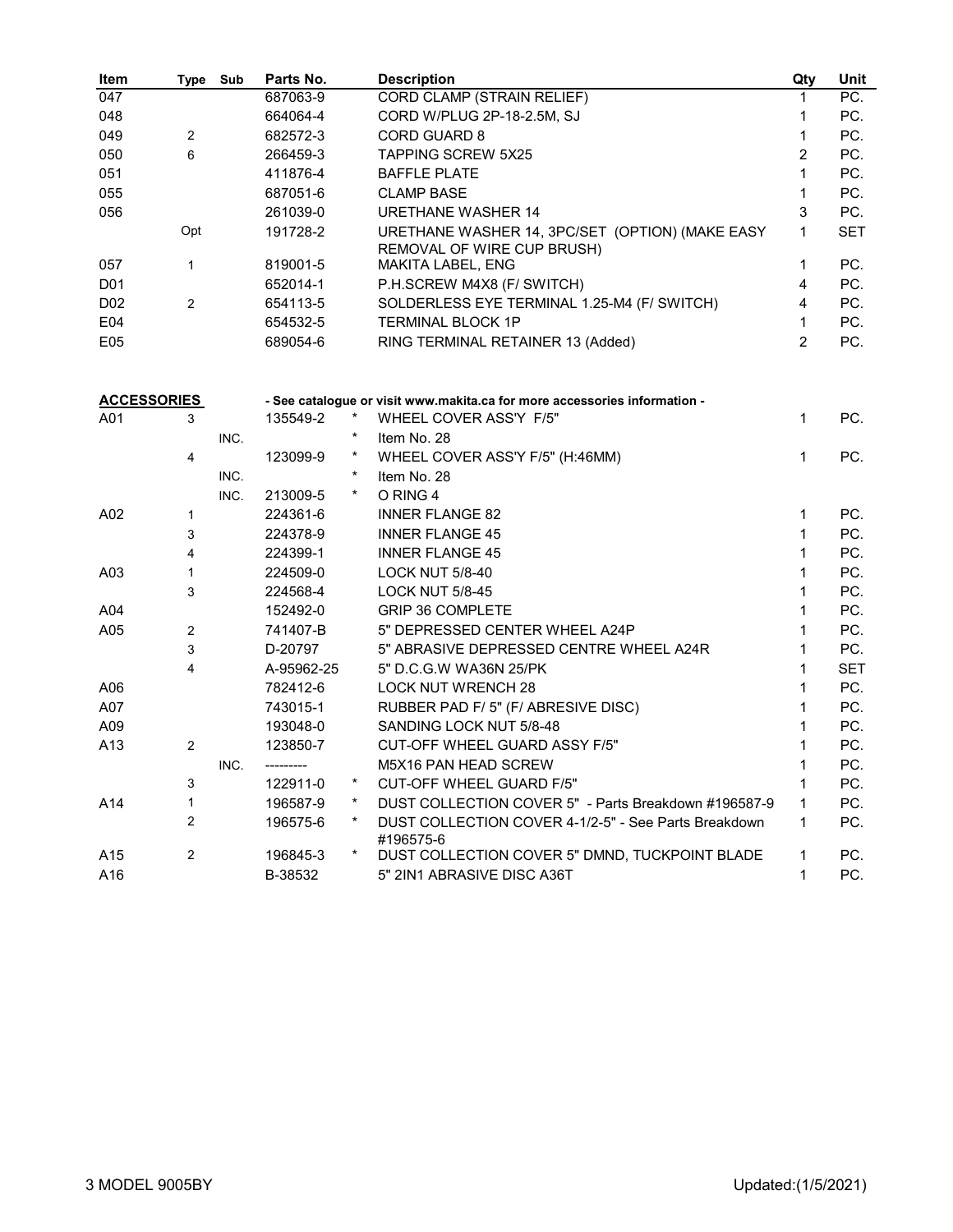| Item | Type | Sub | Parts No. | | Description | Qty | Unit |
|---|---|---|---|---|---|---|---|
| 047 | | | 687063-9 | | CORD CLAMP (STRAIN RELIEF) | 1 | PC. |
| 048 | | | 664064-4 | | CORD W/PLUG 2P-18-2.5M, SJ | 1 | PC. |
| 049 | 2 | | 682572-3 | | CORD GUARD 8 | 1 | PC. |
| 050 | 6 | | 266459-3 | | TAPPING SCREW 5X25 | 2 | PC. |
| 051 | | | 411876-4 | | BAFFLE PLATE | 1 | PC. |
| 055 | | | 687051-6 | | CLAMP BASE | 1 | PC. |
| 056 | | | 261039-0 | | URETHANE WASHER 14 | 3 | PC. |
| | Opt | | 191728-2 | | URETHANE WASHER 14, 3PC/SET (OPTION) (MAKE EASY REMOVAL OF WIRE CUP BRUSH) | 1 | SET |
| 057 | 1 | | 819001-5 | | MAKITA LABEL, ENG | 1 | PC. |
| D01 | | | 652014-1 | | P.H.SCREW M4X8 (F/ SWITCH) | 4 | PC. |
| D02 | 2 | | 654113-5 | | SOLDERLESS EYE TERMINAL 1.25-M4 (F/ SWITCH) | 4 | PC. |
| E04 | | | 654532-5 | | TERMINAL BLOCK 1P | 1 | PC. |
| E05 | | | 689054-6 | | RING TERMINAL RETAINER 13 (Added) | 2 | PC. |

| ACCESSORIES | | | | | - See catalogue or visit www.makita.ca for more accessories information - | | |
|---|---|---|---|---|---|---|---|
| A01 | 3 | | 135549-2 | * | WHEEL COVER ASS'Y F/5" | 1 | PC. |
| | | INC. | | * | Item No. 28 | | |
| | 4 | | 123099-9 | * | WHEEL COVER ASS'Y F/5" (H:46MM) | 1 | PC. |
| | | INC. | | * | Item No. 28 | | |
| | | INC. | 213009-5 | * | O RING 4 | | |
| A02 | 1 | | 224361-6 | | INNER FLANGE 82 | 1 | PC. |
| | 3 | | 224378-9 | | INNER FLANGE 45 | 1 | PC. |
| | 4 | | 224399-1 | | INNER FLANGE 45 | 1 | PC. |
| A03 | 1 | | 224509-0 | | LOCK NUT 5/8-40 | 1 | PC. |
| | 3 | | 224568-4 | | LOCK NUT 5/8-45 | 1 | PC. |
| A04 | | | 152492-0 | | GRIP 36 COMPLETE | 1 | PC. |
| A05 | 2 | | 741407-B | | 5" DEPRESSED CENTER WHEEL A24P | 1 | PC. |
| | 3 | | D-20797 | | 5" ABRASIVE DEPRESSED CENTRE WHEEL A24R | 1 | PC. |
| | 4 | | A-95962-25 | | 5" D.C.G.W WA36N 25/PK | 1 | SET |
| A06 | | | 782412-6 | | LOCK NUT WRENCH 28 | 1 | PC. |
| A07 | | | 743015-1 | | RUBBER PAD F/ 5" (F/ ABRESIVE DISC) | 1 | PC. |
| A09 | | | 193048-0 | | SANDING LOCK NUT 5/8-48 | 1 | PC. |
| A13 | 2 | | 123850-7 | | CUT-OFF WHEEL GUARD ASSY F/5" | 1 | PC. |
| | | INC. | --------- | | M5X16 PAN HEAD SCREW | 1 | PC. |
| | 3 | | 122911-0 | * | CUT-OFF WHEEL GUARD F/5" | 1 | PC. |
| A14 | 1 | | 196587-9 | * | DUST COLLECTION COVER 5" - Parts Breakdown #196587-9 | 1 | PC. |
| | 2 | | 196575-6 | * | DUST COLLECTION COVER 4-1/2-5" - See Parts Breakdown #196575-6 | 1 | PC. |
| A15 | 2 | | 196845-3 | * | DUST COLLECTION COVER 5" DMND, TUCKPOINT BLADE | 1 | PC. |
| A16 | | | B-38532 | | 5" 2IN1 ABRASIVE DISC A36T | 1 | PC. |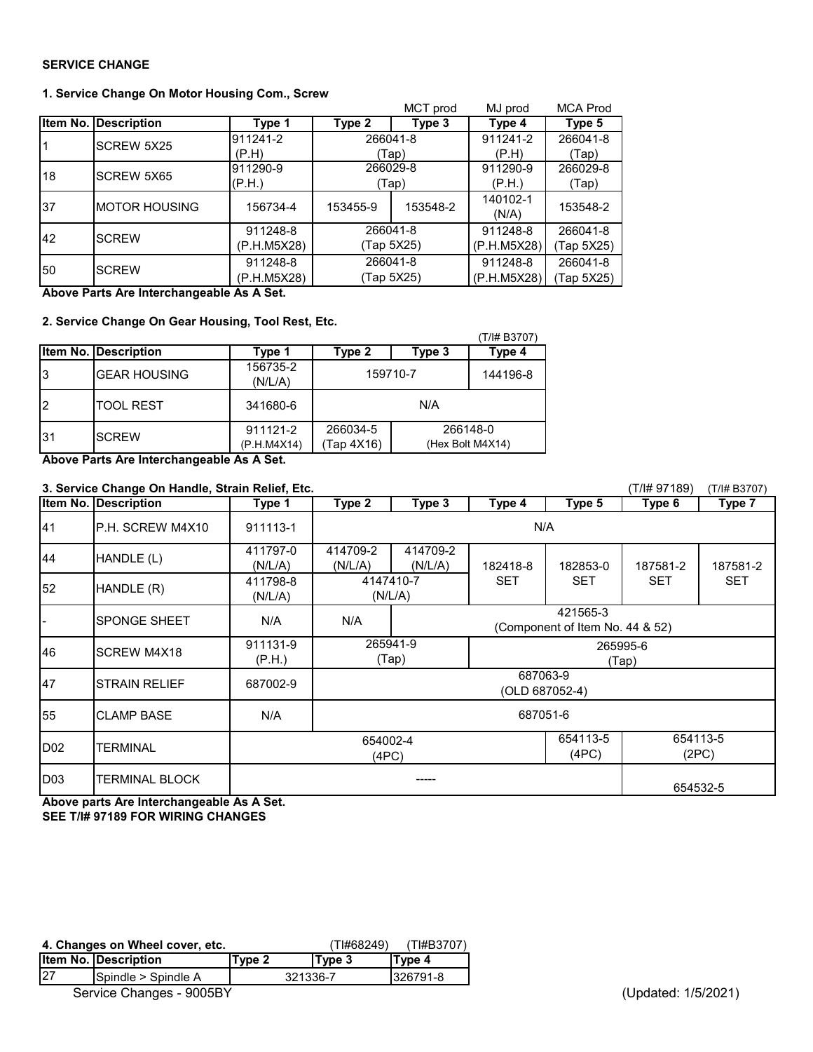**SERVICE CHANGE**

**1. Service Change On Motor Housing Com., Screw**

| | | | | MCT prod | MJ prod | MCA Prod |
|---|---|---|---|---|---|---|
| **Item No.** | **Description** | **Type 1** | **Type 2** | **Type 3** | **Type 4** | **Type 5** |
| 1 | SCREW 5X25 | 911241-2 (P.H) | 266041-8 (Tap) | | 911241-2 (P.H) | 266041-8 (Tap) |
| 18 | SCREW 5X65 | 911290-9 (P.H.) | 266029-8 (Tap) | | 911290-9 (P.H.) | 266029-8 (Tap) |
| 37 | MOTOR HOUSING | 156734-4 | 153455-9 | 153548-2 | 140102-1 (N/A) | 153548-2 |
| 42 | SCREW | 911248-8 (P.H.M5X28) | 266041-8 (Tap 5X25) | | 911248-8 (P.H.M5X28) | 266041-8 (Tap 5X25) |
| 50 | SCREW | 911248-8 (P.H.M5X28) | 266041-8 (Tap 5X25) | | 911248-8 (P.H.M5X28) | 266041-8 (Tap 5X25) |

**Above Parts Are Interchangeable As A Set.**

**2. Service Change On Gear Housing, Tool Rest, Etc.**

| | | | | | (T/I# B3707) |
|---|---|---|---|---|---|
| **Item No.** | **Description** | **Type 1** | **Type 2** | **Type 3** | **Type 4** |
| 3 | GEAR HOUSING | 156735-2 (N/L/A) | 159710-7 | | 144196-8 |
| 2 | TOOL REST | 341680-6 | N/A | | |
| 31 | SCREW | 911121-2 (P.H.M4X14) | 266034-5 (Tap 4X16) | 266148-0 (Hex Bolt M4X14) | |

**Above Parts Are Interchangeable As A Set.**

**3. Service Change On Handle, Strain Relief, Etc.**

| | | | | | | (T/I# 97189) | (T/I# B3707) |
|---|---|---|---|---|---|---|---|
| **Item No.** | **Description** | **Type 1** | **Type 2** | **Type 3** | **Type 4** | **Type 5** | **Type 6** | **Type 7** |
| 41 | P.H. SCREW M4X10 | 911113-1 | N/A | | | | | |
| 44 | HANDLE (L) | 411797-0 (N/L/A) | 414709-2 (N/L/A) | 414709-2 (N/L/A) | 182418-8 SET | 182853-0 SET | 187581-2 SET | 187581-2 SET |
| 52 | HANDLE (R) | 411798-8 (N/L/A) | 4147410-7 (N/L/A) | | | | | |
| - | SPONGE SHEET | N/A | N/A | 421565-3 (Component of Item No. 44 & 52) | | | | |
| 46 | SCREW M4X18 | 911131-9 (P.H.) | 265941-9 (Tap) | | 265995-6 (Tap) | | | |
| 47 | STRAIN RELIEF | 687002-9 | 687063-9 (OLD 687052-4) | | | | | |
| 55 | CLAMP BASE | N/A | 687051-6 | | | | | |
| D02 | TERMINAL | 654002-4 (4PC) | | | | 654113-5 (4PC) | 654113-5 (2PC) | |
| D03 | TERMINAL BLOCK | ----- | | | | | 654532-5 | |

**Above parts Are Interchangeable As A Set.**
**SEE T/I# 97189 FOR WIRING CHANGES**

**4. Changes on Wheel cover, etc.**

| | | | (TI#68249) | (TI#B3707) |
|---|---|---|---|---|
| **Item No.** | **Description** | **Type 2** | **Type 3** | **Type 4** |
| 27 | Spindle > Spindle A | 321336-7 | | 326791-8 |

Service Changes - 9005BY (Updated: 1/5/2021)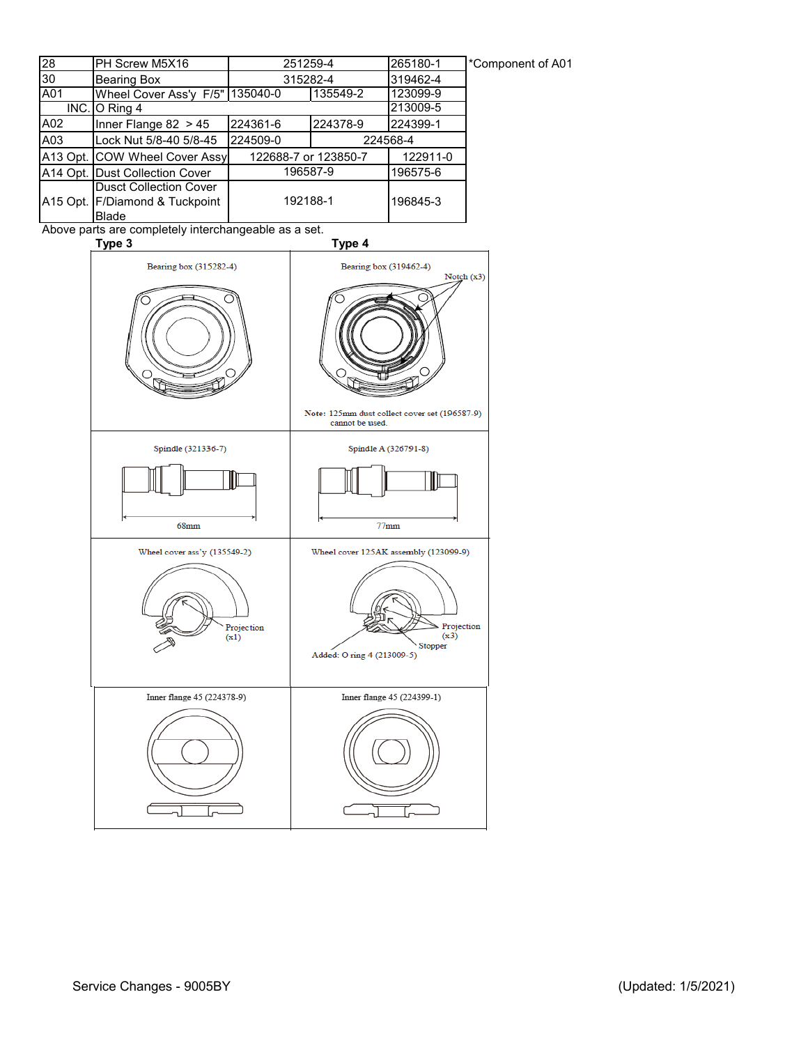| | | | | | |
|---|---|---|---|---|---|
| 28 | PH Screw M5X16 | 251259-4 | | 265180-1 | *Component of A01 |
| 30 | Bearing Box | 315282-4 | | 319462-4 | |
| A01 | Wheel Cover Ass'y F/5" | 135040-0 | 135549-2 | 123099-9 | |
| INC. | O Ring 4 | | | 213009-5 | |
| A02 | Inner Flange 82 > 45 | 224361-6 | 224378-9 | 224399-1 | |
| A03 | Lock Nut 5/8-40 5/8-45 | 224509-0 | 224568-4 | | |
| A13 Opt. | COW Wheel Cover Assy | 122688-7 or 123850-7 | | 122911-0 | |
| A14 Opt. | Dust Collection Cover | 196587-9 | | 196575-6 | |
| A15 Opt. | Dusct Collection Cover F/Diamond & Tuckpoint Blade | 192188-1 | | 196845-3 | |

Above parts are completely interchangeable as a set.

**Type 3**

**Type 4**

Bearing box (315282-4)

Bearing box (319462-4)

Notch (x3)

Note: 125mm dust collect cover set (196587-9) cannot be used.

Spindle (321336-7)

68mm

Spindle A (326791-8)

77mm

Wheel cover ass'y (135549-2)

Projection (x1)

Wheel cover 125AK assembly (123099-9)

Projection (x3)

Stopper

Added: O ring 4 (213009-5)

Inner flange 45 (224378-9)

Inner flange 45 (224399-1)

Service Changes - 9005BY

(Updated: 1/5/2021)